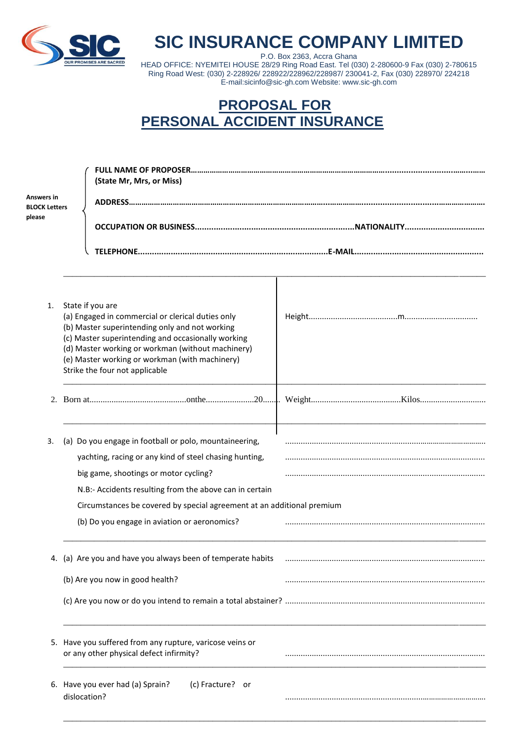# SIC INSURANCE COMPANY LIMITED

P.O. Box 2363, Accra Ghana
HEAD OFFICE: NYEMITEI HOUSE 28/29 Ring Road East. Tel (030) 2-280600-9 Fax (030) 2-780615
Ring Road West: (030) 2-228926/ 228922/228962/228987/ 230041-2, Fax (030) 228970/ 224218
E-mail:sicinfo@sic-gh.com Website: www.sic-gh.com

## PROPOSAL FOR PERSONAL ACCIDENT INSURANCE

Answers in BLOCK Letters please

**FULL NAME OF PROPOSER**.................................................................................................................................
**(State Mr, Mrs, or Miss)**

**ADDRESS**.................................................................................................................................

**OCCUPATION OR BUSINESS**...................................................................**NATIONALITY**.................................

**TELEPHONE**.................................................................................**E-MAIL**......................................................

---

1. State if you are
   (a) Engaged in commercial or clerical duties only
   (b) Master superintending only and not working
   (c) Master superintending and occasionally working
   (d) Master working or workman (without machinery)
   (e) Master working or workman (with machinery)
   Strike the four not applicable

   Height........................................m................................

2. Born at...........................................onthe.....................20........ Weight.........................................Kilos.............................

3. (a) Do you engage in football or polo, mountaineering, yachting, racing or any kind of steel chasing hunting, big game, shootings or motor cycling? ..........................................................................................

   N.B:- Accidents resulting from the above can in certain Circumstances be covered by special agreement at an additional premium

   (b) Do you engage in aviation or aeronomics? ..........................................................................................

4. (a) Are you and have you always been of temperate habits ..........................................................................................

   (b) Are you now in good health? ..........................................................................................

   (c) Are you now or do you intend to remain a total abstainer? ..........................................................................................

5. Have you suffered from any rupture, varicose veins or or any other physical defect infirmity? ..........................................................................................

6. Have you ever had (a) Sprain? (c) Fracture? or dislocation? ..........................................................................................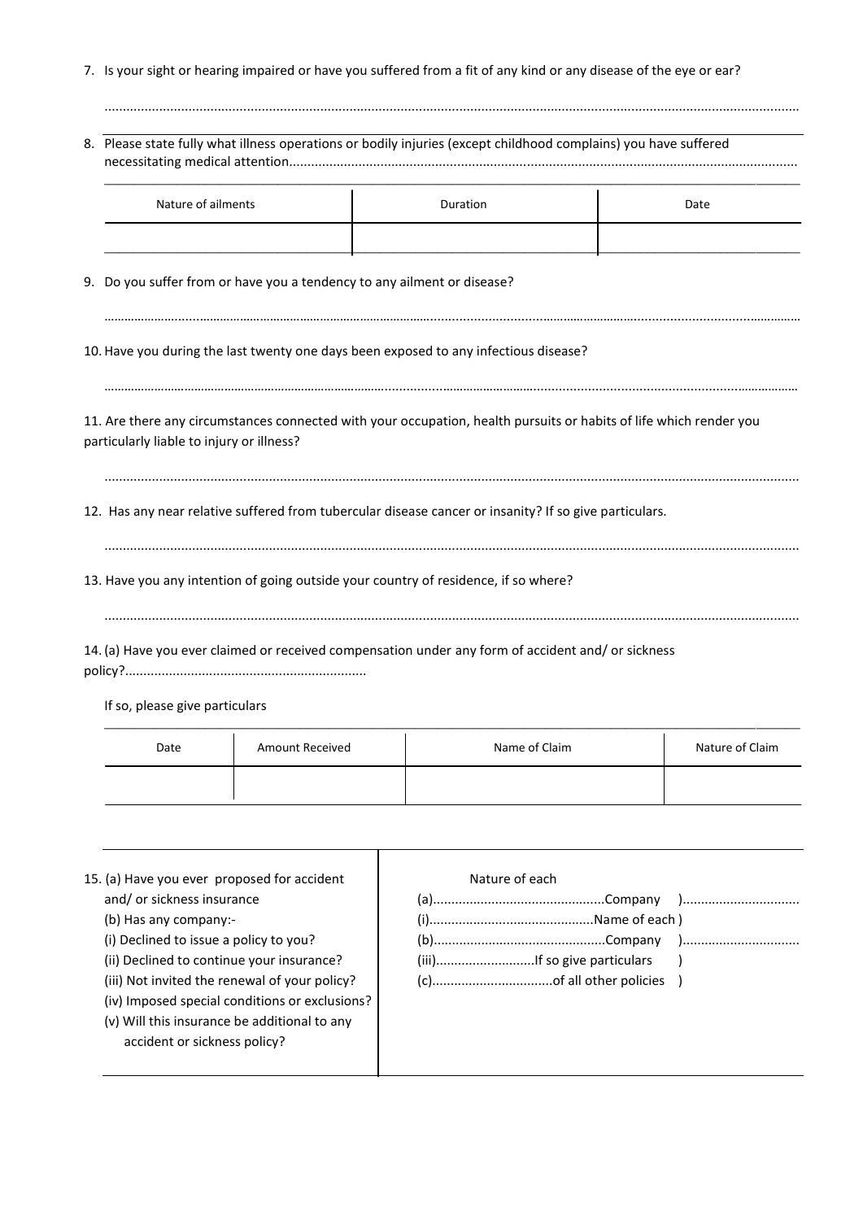7. Is your sight or hearing impaired or have you suffered from a fit of any kind or any disease of the eye or ear?

.....................................................................................................................................................................................

8. Please state fully what illness operations or bodily injuries (except childhood complains) you have suffered necessitating medical attention.......................................................................................................................................

| Nature of ailments | Duration | Date |
|---|---|---|
| | | |

9. Do you suffer from or have you a tendency to any ailment or disease?

.....................................................................................................................................................................................

10. Have you during the last twenty one days been exposed to any infectious disease?

.....................................................................................................................................................................................

11. Are there any circumstances connected with your occupation, health pursuits or habits of life which render you particularly liable to injury or illness?

.....................................................................................................................................................................................

12. Has any near relative suffered from tubercular disease cancer or insanity? If so give particulars.

.....................................................................................................................................................................................

13. Have you any intention of going outside your country of residence, if so where?

.....................................................................................................................................................................................

14. (a) Have you ever claimed or received compensation under any form of accident and/ or sickness policy?.................................................................

If so, please give particulars

| Date | Amount Received | Name of Claim | Nature of Claim |
|---|---|---|---|
| | | | |

| | |
|---|---|
| 15. (a) Have you ever proposed for accident and/ or sickness insurance<br>(b) Has any company:-<br>(i) Declined to issue a policy to you?<br>(ii) Declined to continue your insurance?<br>(iii) Not invited the renewal of your policy?<br>(iv) Imposed special conditions or exclusions?<br>(v) Will this insurance be additional to any accident or sickness policy? | Nature of each<br>(a)...............................................Company ) ...............................<br>(i)............................................Name of each )<br>(b)...............................................Company ) ...............................<br>(iii)...........................If so give particulars )<br>(c).................................of all other policies ) |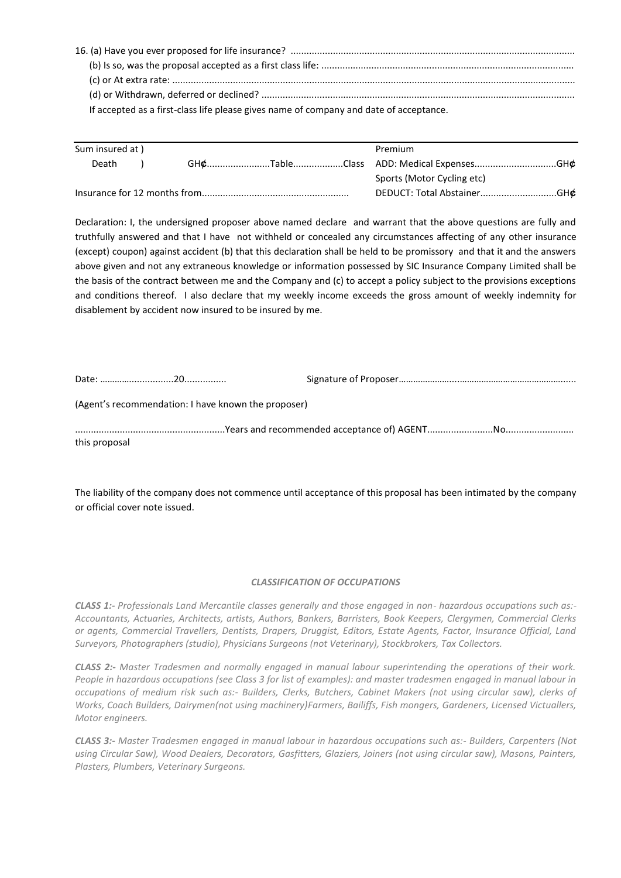16. (a) Have you ever proposed for life insurance? ..........................................................................................................
   (b) Is so, was the proposal accepted as a first class life: .............................................................................................
   (c) or At extra rate: .......................................................................................................................................................
   (d) or Withdrawn, deferred or declined? ......................................................................................................................
   If accepted as a first-class life please gives name of company and date of acceptance.

| | | |
|---|---|---|
| Sum insured at ) | | Premium |
| Death ) | GH₵........................Table...................Class | ADD: Medical Expenses...............................GH₵ |
| | | Sports (Motor Cycling etc) |
| Insurance for 12 months from........................................................ | | DEDUCT: Total Abstainer.............................GH₵ |

Declaration: I, the undersigned proposer above named declare and warrant that the above questions are fully and truthfully answered and that I have not withheld or concealed any circumstances affecting of any other insurance (except) coupon) against accident (b) that this declaration shall be held to be promissory and that it and the answers above given and not any extraneous knowledge or information possessed by SIC Insurance Company Limited shall be the basis of the contract between me and the Company and (c) to accept a policy subject to the provisions exceptions and conditions thereof. I also declare that my weekly income exceeds the gross amount of weekly indemnity for disablement by accident now insured to be insured by me.

Date: ……………..................20................ Signature of Proposer………………………..……………………………………………......

(Agent's recommendation: I have known the proposer)

........................................................Years and recommended acceptance of) AGENT.........................No..........................
this proposal

The liability of the company does not commence until acceptance of this proposal has been intimated by the company or official cover note issued.

***CLASSIFICATION OF OCCUPATIONS***

***CLASS 1:-*** *Professionals Land Mercantile classes generally and those engaged in non- hazardous occupations such as:- Accountants, Actuaries, Architects, artists, Authors, Bankers, Barristers, Book Keepers, Clergymen, Commercial Clerks or agents, Commercial Travellers, Dentists, Drapers, Druggist, Editors, Estate Agents, Factor, Insurance Official, Land Surveyors, Photographers (studio), Physicians Surgeons (not Veterinary), Stockbrokers, Tax Collectors.*

***CLASS 2:-*** *Master Tradesmen and normally engaged in manual labour superintending the operations of their work. People in hazardous occupations (see Class 3 for list of examples): and master tradesmen engaged in manual labour in occupations of medium risk such as:- Builders, Clerks, Butchers, Cabinet Makers (not using circular saw), clerks of Works, Coach Builders, Dairymen(not using machinery)Farmers, Bailiffs, Fish mongers, Gardeners, Licensed Victuallers, Motor engineers.*

***CLASS 3:-*** *Master Tradesmen engaged in manual labour in hazardous occupations such as:- Builders, Carpenters (Not using Circular Saw), Wood Dealers, Decorators, Gasfitters, Glaziers, Joiners (not using circular saw), Masons, Painters, Plasters, Plumbers, Veterinary Surgeons.*